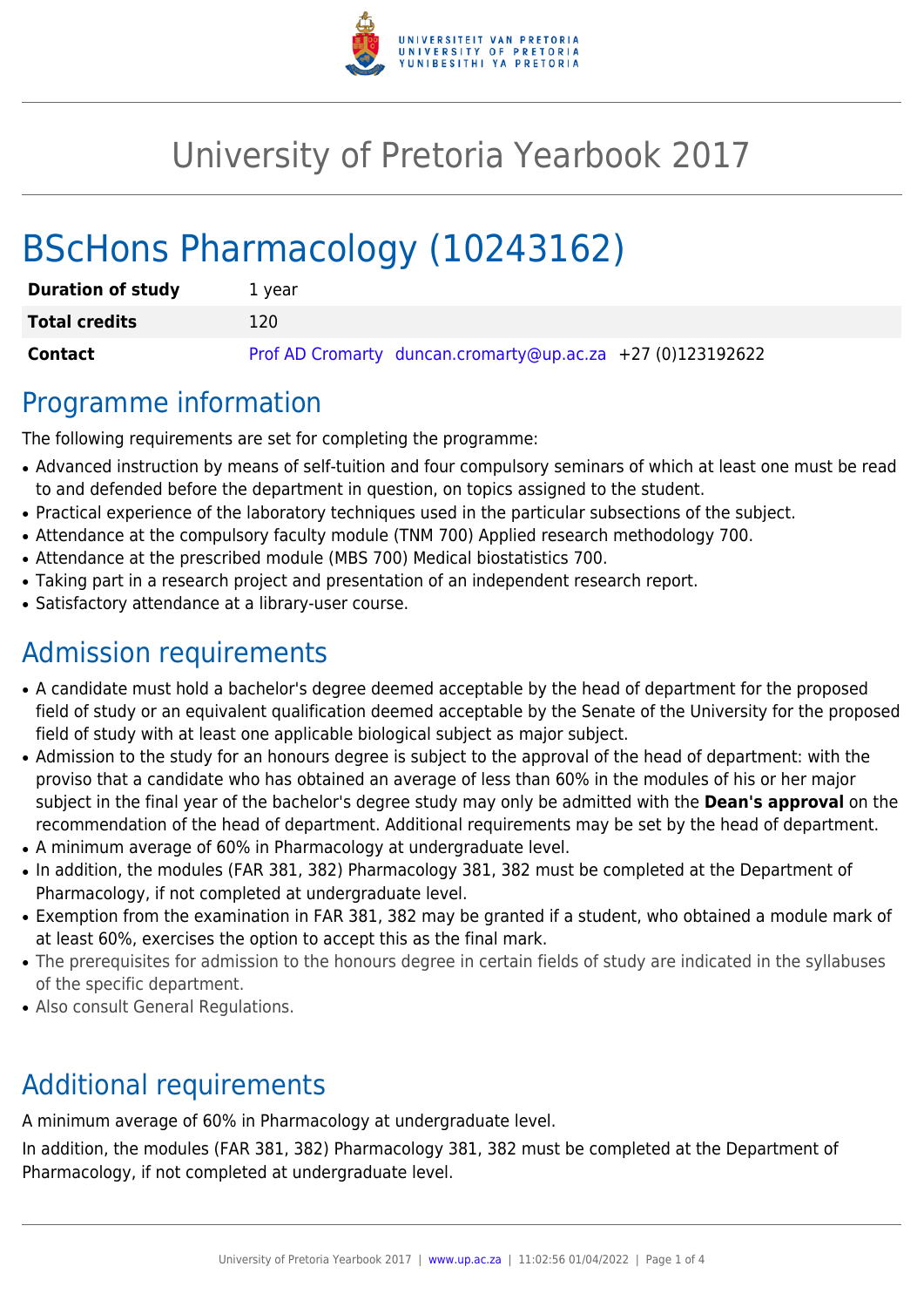# University of Pretoria Yearbook 2017

# BScHons Pharmacology (10243162)

| | |
|---|---|
| **Duration of study** | 1 year |
| **Total credits** | 120 |
| **Contact** | Prof AD Cromarty duncan.cromarty@up.ac.za +27 (0)123192622 |

## Programme information

The following requirements are set for completing the programme:

- Advanced instruction by means of self-tuition and four compulsory seminars of which at least one must be read to and defended before the department in question, on topics assigned to the student.
- Practical experience of the laboratory techniques used in the particular subsections of the subject.
- Attendance at the compulsory faculty module (TNM 700) Applied research methodology 700.
- Attendance at the prescribed module (MBS 700) Medical biostatistics 700.
- Taking part in a research project and presentation of an independent research report.
- Satisfactory attendance at a library-user course.

## Admission requirements

- A candidate must hold a bachelor's degree deemed acceptable by the head of department for the proposed field of study or an equivalent qualification deemed acceptable by the Senate of the University for the proposed field of study with at least one applicable biological subject as major subject.
- Admission to the study for an honours degree is subject to the approval of the head of department: with the proviso that a candidate who has obtained an average of less than 60% in the modules of his or her major subject in the final year of the bachelor's degree study may only be admitted with the **Dean's approval** on the recommendation of the head of department. Additional requirements may be set by the head of department.
- A minimum average of 60% in Pharmacology at undergraduate level.
- In addition, the modules (FAR 381, 382) Pharmacology 381, 382 must be completed at the Department of Pharmacology, if not completed at undergraduate level.
- Exemption from the examination in FAR 381, 382 may be granted if a student, who obtained a module mark of at least 60%, exercises the option to accept this as the final mark.
- The prerequisites for admission to the honours degree in certain fields of study are indicated in the syllabuses of the specific department.
- Also consult General Regulations.

## Additional requirements

A minimum average of 60% in Pharmacology at undergraduate level.

In addition, the modules (FAR 381, 382) Pharmacology 381, 382 must be completed at the Department of Pharmacology, if not completed at undergraduate level.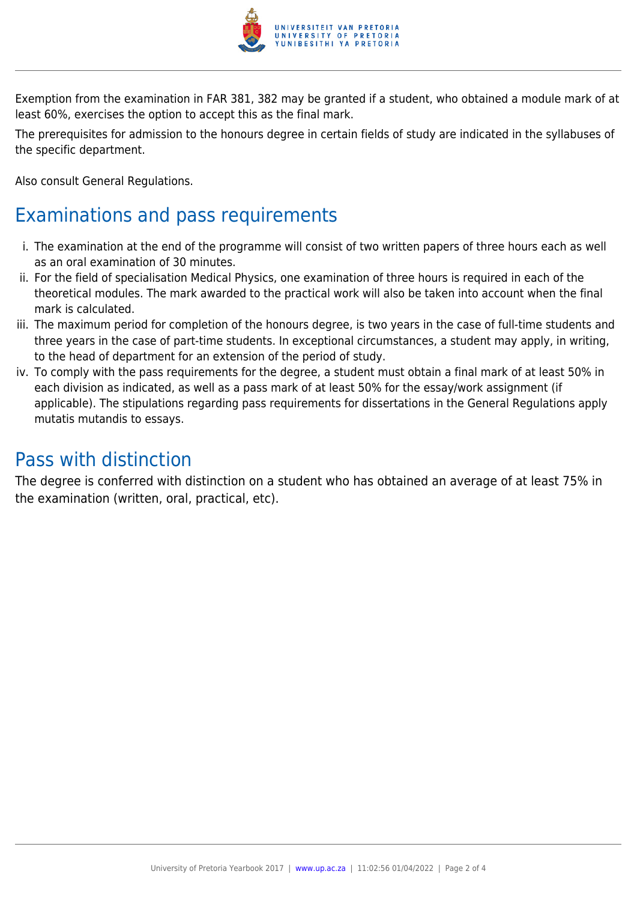Exemption from the examination in FAR 381, 382 may be granted if a student, who obtained a module mark of at least 60%, exercises the option to accept this as the final mark.

The prerequisites for admission to the honours degree in certain fields of study are indicated in the syllabuses of the specific department.

Also consult General Regulations.

## Examinations and pass requirements

i. The examination at the end of the programme will consist of two written papers of three hours each as well as an oral examination of 30 minutes.
ii. For the field of specialisation Medical Physics, one examination of three hours is required in each of the theoretical modules. The mark awarded to the practical work will also be taken into account when the final mark is calculated.
iii. The maximum period for completion of the honours degree, is two years in the case of full-time students and three years in the case of part-time students. In exceptional circumstances, a student may apply, in writing, to the head of department for an extension of the period of study.
iv. To comply with the pass requirements for the degree, a student must obtain a final mark of at least 50% in each division as indicated, as well as a pass mark of at least 50% for the essay/work assignment (if applicable). The stipulations regarding pass requirements for dissertations in the General Regulations apply mutatis mutandis to essays.

## Pass with distinction

The degree is conferred with distinction on a student who has obtained an average of at least 75% in the examination (written, oral, practical, etc).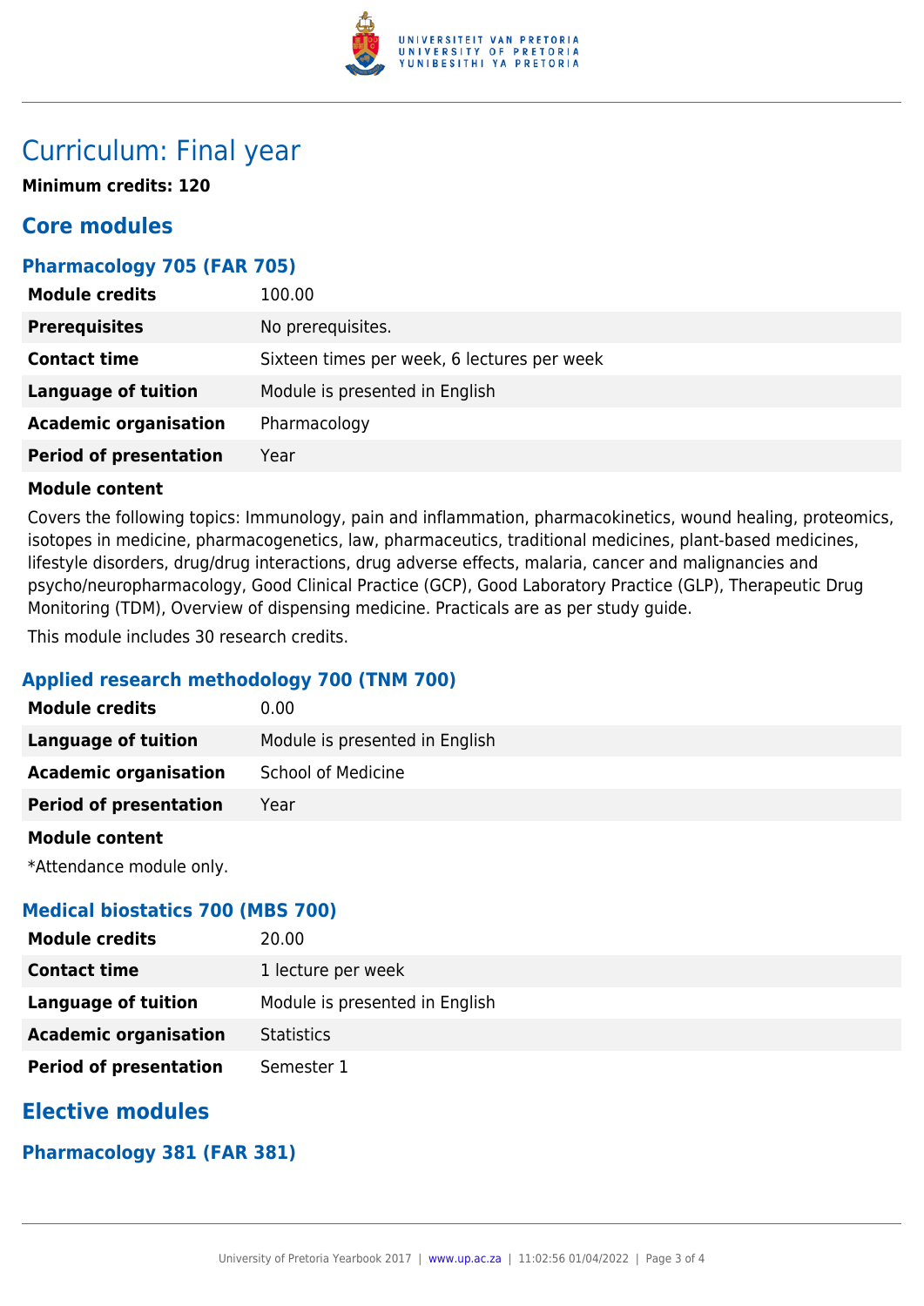# Curriculum: Final year

**Minimum credits: 120**

## Core modules

### Pharmacology 705 (FAR 705)

| | |
|---|---|
| **Module credits** | 100.00 |
| **Prerequisites** | No prerequisites. |
| **Contact time** | Sixteen times per week, 6 lectures per week |
| **Language of tuition** | Module is presented in English |
| **Academic organisation** | Pharmacology |
| **Period of presentation** | Year |

**Module content**

Covers the following topics: Immunology, pain and inflammation, pharmacokinetics, wound healing, proteomics, isotopes in medicine, pharmacogenetics, law, pharmaceutics, traditional medicines, plant-based medicines, lifestyle disorders, drug/drug interactions, drug adverse effects, malaria, cancer and malignancies and psycho/neuropharmacology, Good Clinical Practice (GCP), Good Laboratory Practice (GLP), Therapeutic Drug Monitoring (TDM), Overview of dispensing medicine. Practicals are as per study guide.

This module includes 30 research credits.

### Applied research methodology 700 (TNM 700)

| | |
|---|---|
| **Module credits** | 0.00 |
| **Language of tuition** | Module is presented in English |
| **Academic organisation** | School of Medicine |
| **Period of presentation** | Year |

**Module content**

*Attendance module only.

### Medical biostatics 700 (MBS 700)

| | |
|---|---|
| **Module credits** | 20.00 |
| **Contact time** | 1 lecture per week |
| **Language of tuition** | Module is presented in English |
| **Academic organisation** | Statistics |
| **Period of presentation** | Semester 1 |

## Elective modules

### Pharmacology 381 (FAR 381)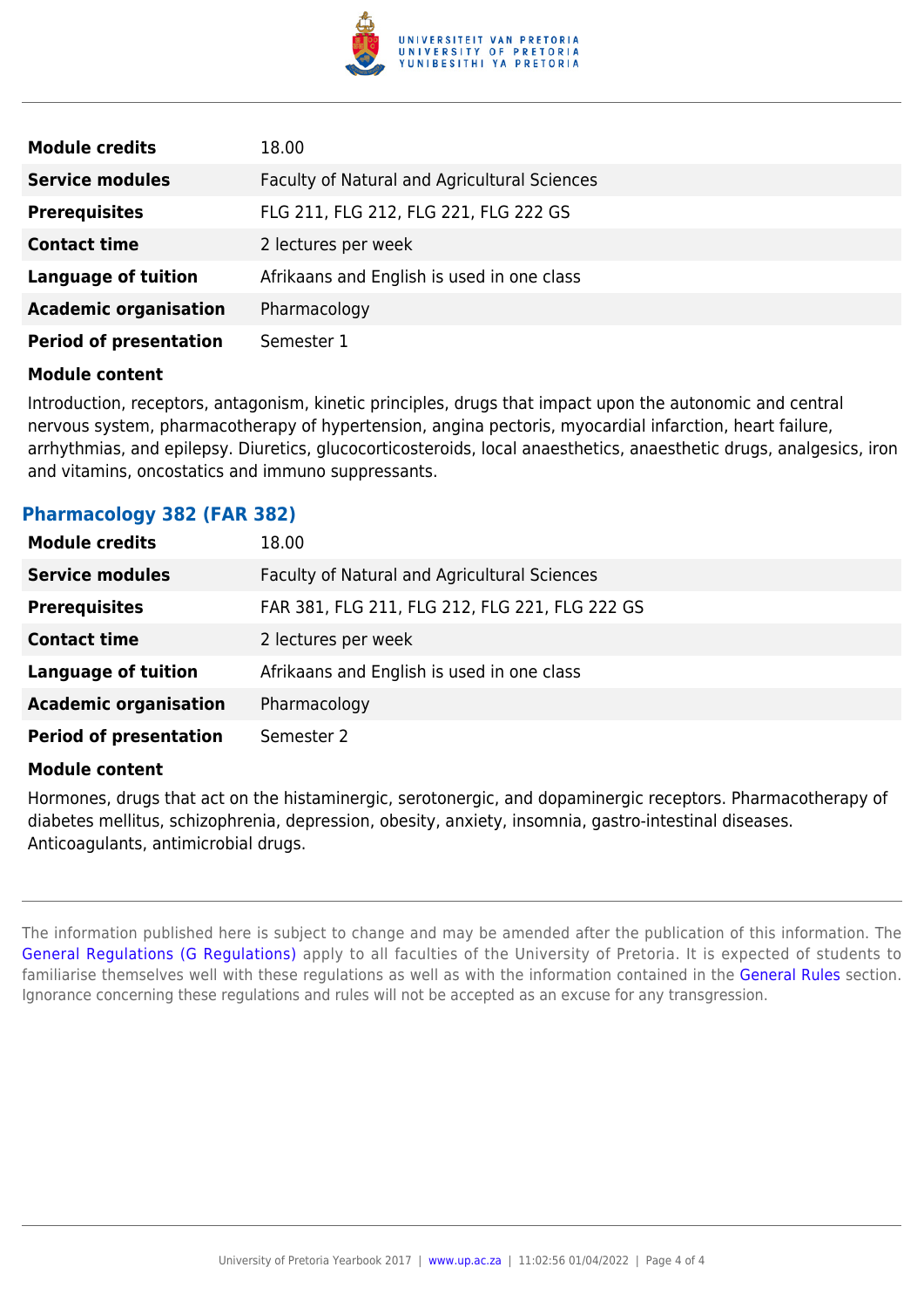| | |
|---|---|
| **Module credits** | 18.00 |
| **Service modules** | Faculty of Natural and Agricultural Sciences |
| **Prerequisites** | FLG 211, FLG 212, FLG 221, FLG 222 GS |
| **Contact time** | 2 lectures per week |
| **Language of tuition** | Afrikaans and English is used in one class |
| **Academic organisation** | Pharmacology |
| **Period of presentation** | Semester 1 |

**Module content**

Introduction, receptors, antagonism, kinetic principles, drugs that impact upon the autonomic and central nervous system, pharmacotherapy of hypertension, angina pectoris, myocardial infarction, heart failure, arrhythmias, and epilepsy. Diuretics, glucocorticosteroids, local anaesthetics, anaesthetic drugs, analgesics, iron and vitamins, oncostatics and immuno suppressants.

### Pharmacology 382 (FAR 382)

| | |
|---|---|
| **Module credits** | 18.00 |
| **Service modules** | Faculty of Natural and Agricultural Sciences |
| **Prerequisites** | FAR 381, FLG 211, FLG 212, FLG 221, FLG 222 GS |
| **Contact time** | 2 lectures per week |
| **Language of tuition** | Afrikaans and English is used in one class |
| **Academic organisation** | Pharmacology |
| **Period of presentation** | Semester 2 |

**Module content**

Hormones, drugs that act on the histaminergic, serotonergic, and dopaminergic receptors. Pharmacotherapy of diabetes mellitus, schizophrenia, depression, obesity, anxiety, insomnia, gastro-intestinal diseases. Anticoagulants, antimicrobial drugs.

The information published here is subject to change and may be amended after the publication of this information. The General Regulations (G Regulations) apply to all faculties of the University of Pretoria. It is expected of students to familiarise themselves well with these regulations as well as with the information contained in the General Rules section. Ignorance concerning these regulations and rules will not be accepted as an excuse for any transgression.